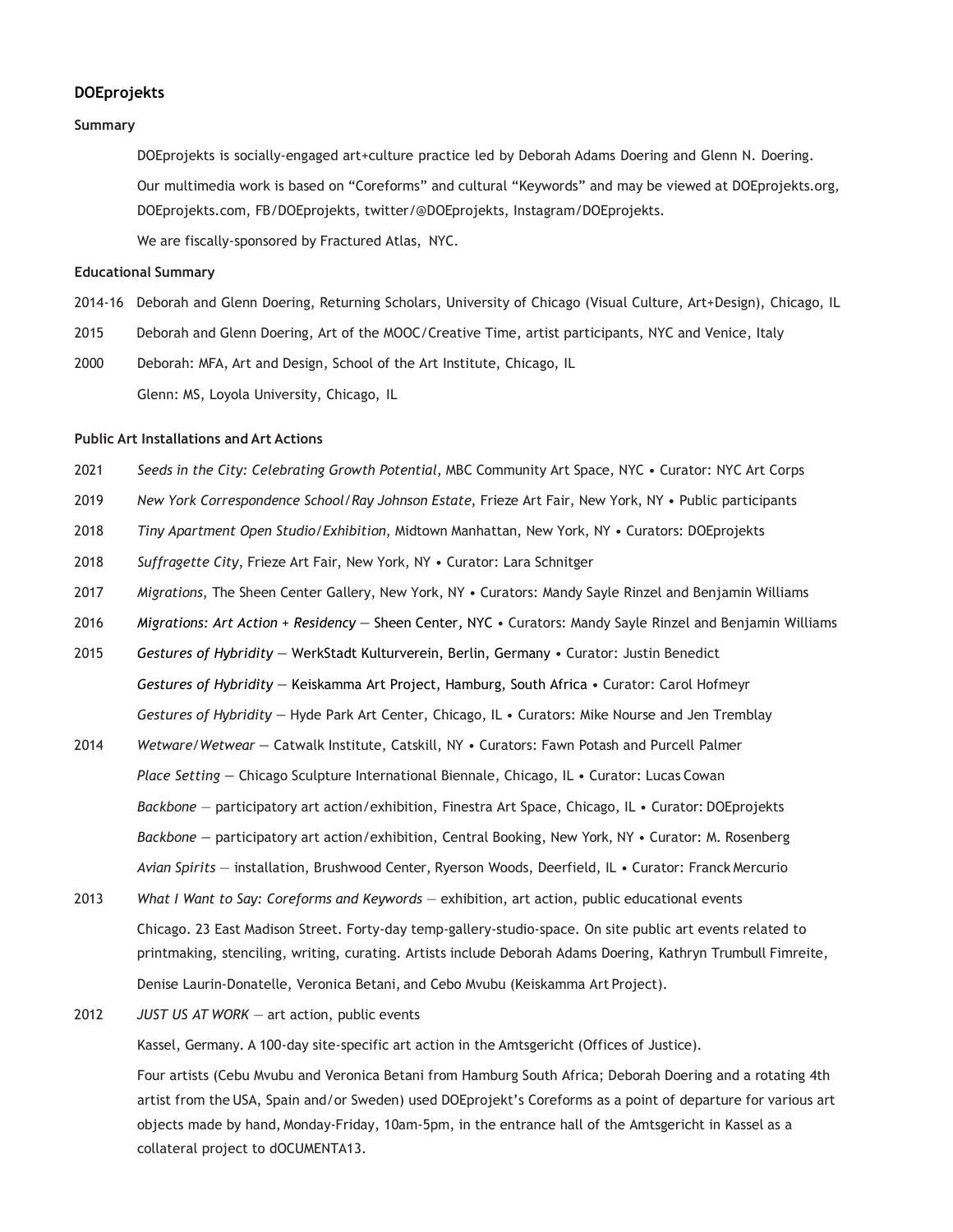**DOEprojekts**

**Summary**

DOEprojekts is socially-engaged art+culture practice led by Deborah Adams Doering and Glenn N. Doering.

Our multimedia work is based on "Coreforms" and cultural "Keywords" and may be viewed at DOEprojekts.org, DOEprojekts.com, FB/DOEprojekts, twitter/@DOEprojekts, Instagram/DOEprojekts.

We are fiscally-sponsored by Fractured Atlas, NYC.

**Educational Summary**

2014-16 Deborah and Glenn Doering, Returning Scholars, University of Chicago (Visual Culture, Art+Design), Chicago, IL

2015 Deborah and Glenn Doering, Art of the MOOC/Creative Time, artist participants, NYC and Venice, Italy

2000 Deborah: MFA, Art and Design, School of the Art Institute, Chicago, IL

Glenn: MS, Loyola University, Chicago, IL

**Public Art Installations and Art Actions**

2021 *Seeds in the City: Celebrating Growth Potential*, MBC Community Art Space, NYC • Curator: NYC Art Corps

2019 *New York Correspondence School/Ray Johnson Estate*, Frieze Art Fair, New York, NY • Public participants

2018 *Tiny Apartment Open Studio/Exhibition*, Midtown Manhattan, New York, NY • Curators: DOEprojekts

2018 *Suffragette City*, Frieze Art Fair, New York, NY • Curator: Lara Schnitger

2017 *Migrations*, The Sheen Center Gallery, New York, NY • Curators: Mandy Sayle Rinzel and Benjamin Williams

2016 *Migrations: Art Action + Residency* — Sheen Center, NYC • Curators: Mandy Sayle Rinzel and Benjamin Williams

2015 *Gestures of Hybridity* — WerkStadt Kulturverein, Berlin, Germany • Curator: Justin Benedict

*Gestures of Hybridity* — Keiskamma Art Project, Hamburg, South Africa • Curator: Carol Hofmeyr

*Gestures of Hybridity* — Hyde Park Art Center, Chicago, IL • Curators: Mike Nourse and Jen Tremblay

2014 *Wetware/Wetwear* — Catwalk Institute, Catskill, NY • Curators: Fawn Potash and Purcell Palmer

*Place Setting* — Chicago Sculpture International Biennale, Chicago, IL • Curator: Lucas Cowan

*Backbone* — participatory art action/exhibition, Finestra Art Space, Chicago, IL • Curator: DOEprojekts

*Backbone* — participatory art action/exhibition, Central Booking, New York, NY • Curator: M. Rosenberg

*Avian Spirits* — installation, Brushwood Center, Ryerson Woods, Deerfield, IL • Curator: Franck Mercurio

2013 *What I Want to Say: Coreforms and Keywords* — exhibition, art action, public educational events

Chicago. 23 East Madison Street. Forty-day temp-gallery-studio-space. On site public art events related to printmaking, stenciling, writing, curating. Artists include Deborah Adams Doering, Kathryn Trumbull Fimreite, Denise Laurin-Donatelle, Veronica Betani, and Cebo Mvubu (Keiskamma Art Project).

2012 *JUST US AT WORK* — art action, public events

Kassel, Germany. A 100-day site-specific art action in the Amtsgericht (Offices of Justice).

Four artists (Cebu Mvubu and Veronica Betani from Hamburg South Africa; Deborah Doering and a rotating 4th artist from the USA, Spain and/or Sweden) used DOEprojekt's Coreforms as a point of departure for various art objects made by hand, Monday-Friday, 10am-5pm, in the entrance hall of the Amtsgericht in Kassel as a collateral project to dOCUMENTA13.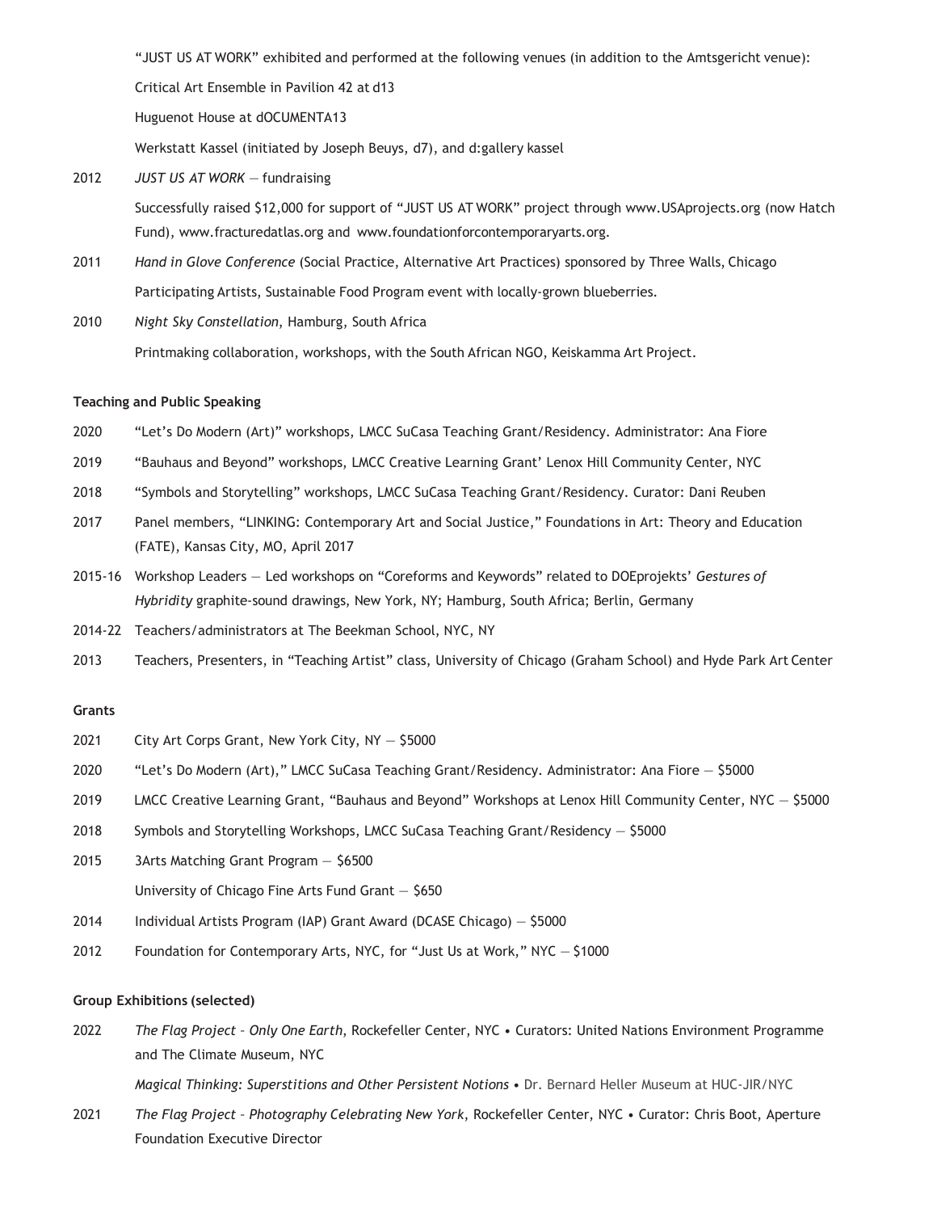"JUST US AT WORK" exhibited and performed at the following venues (in addition to the Amtsgericht venue):

Critical Art Ensemble in Pavilion 42 at d13

Huguenot House at dOCUMENTA13

Werkstatt Kassel (initiated by Joseph Beuys, d7), and d:gallery kassel

2012 *JUST US AT WORK* — fundraising

Successfully raised $12,000 for support of "JUST US AT WORK" project through www.USAprojects.org (now Hatch Fund), www.fracturedatlas.org and www.foundationforcontemporaryarts.org.

2011 *Hand in Glove Conference* (Social Practice, Alternative Art Practices) sponsored by Three Walls, Chicago

Participating Artists, Sustainable Food Program event with locally-grown blueberries.

2010 *Night Sky Constellation*, Hamburg, South Africa

Printmaking collaboration, workshops, with the South African NGO, Keiskamma Art Project.

**Teaching and Public Speaking**

2020 "Let's Do Modern (Art)" workshops, LMCC SuCasa Teaching Grant/Residency. Administrator: Ana Fiore

2019 "Bauhaus and Beyond" workshops, LMCC Creative Learning Grant' Lenox Hill Community Center, NYC

2018 "Symbols and Storytelling" workshops, LMCC SuCasa Teaching Grant/Residency. Curator: Dani Reuben

2017 Panel members, "LINKING: Contemporary Art and Social Justice," Foundations in Art: Theory and Education (FATE), Kansas City, MO, April 2017

2015-16 Workshop Leaders — Led workshops on "Coreforms and Keywords" related to DOEprojekts' *Gestures of Hybridity* graphite-sound drawings, New York, NY; Hamburg, South Africa; Berlin, Germany

2014-22 Teachers/administrators at The Beekman School, NYC, NY

2013 Teachers, Presenters, in "Teaching Artist" class, University of Chicago (Graham School) and Hyde Park Art Center

**Grants**

2021 City Art Corps Grant, New York City, NY — $5000

2020 "Let's Do Modern (Art)," LMCC SuCasa Teaching Grant/Residency. Administrator: Ana Fiore — $5000

2019 LMCC Creative Learning Grant, "Bauhaus and Beyond" Workshops at Lenox Hill Community Center, NYC — $5000

2018 Symbols and Storytelling Workshops, LMCC SuCasa Teaching Grant/Residency — $5000

2015 3Arts Matching Grant Program — $6500

University of Chicago Fine Arts Fund Grant — $650

2014 Individual Artists Program (IAP) Grant Award (DCASE Chicago) — $5000

2012 Foundation for Contemporary Arts, NYC, for "Just Us at Work," NYC — $1000

**Group Exhibitions (selected)**

2022 *The Flag Project – Only One Earth*, Rockefeller Center, NYC • Curators: United Nations Environment Programme and The Climate Museum, NYC

*Magical Thinking: Superstitions and Other Persistent Notions* • Dr. Bernard Heller Museum at HUC-JIR/NYC

2021 *The Flag Project – Photography Celebrating New York*, Rockefeller Center, NYC • Curator: Chris Boot, Aperture Foundation Executive Director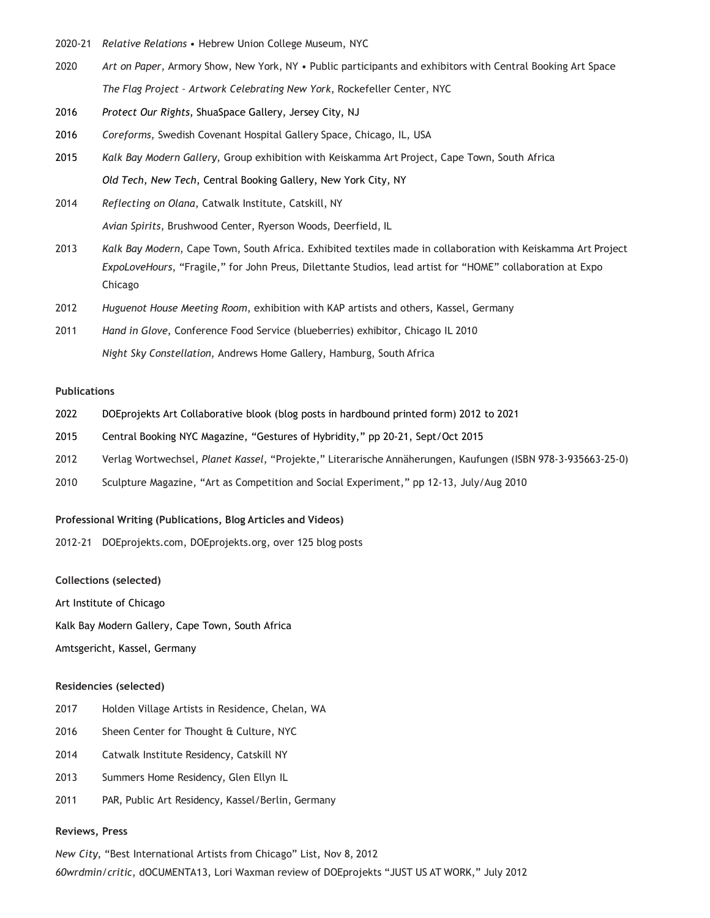2020-21 *Relative Relations* • Hebrew Union College Museum, NYC

2020 *Art on Paper*, Armory Show, New York, NY • Public participants and exhibitors with Central Booking Art Space

*The Flag Project – Artwork Celebrating New York*, Rockefeller Center, NYC

2016 *Protect Our Rights*, ShuaSpace Gallery, Jersey City, NJ

2016 *Coreforms*, Swedish Covenant Hospital Gallery Space, Chicago, IL, USA

2015 *Kalk Bay Modern Gallery*, Group exhibition with Keiskamma Art Project, Cape Town, South Africa

*Old Tech, New Tech*, Central Booking Gallery, New York City, NY

2014 *Reflecting on Olana*, Catwalk Institute, Catskill, NY

*Avian Spirits*, Brushwood Center, Ryerson Woods, Deerfield, IL

2013 *Kalk Bay Modern*, Cape Town, South Africa. Exhibited textiles made in collaboration with Keiskamma Art Project

*ExpoLoveHours*, "Fragile," for John Preus, Dilettante Studios, lead artist for "HOME" collaboration at Expo Chicago

2012 *Huguenot House Meeting Room*, exhibition with KAP artists and others, Kassel, Germany

2011 *Hand in Glove*, Conference Food Service (blueberries) exhibitor, Chicago IL 2010

*Night Sky Constellation*, Andrews Home Gallery, Hamburg, South Africa

**Publications**

2022 DOEprojekts Art Collaborative blook (blog posts in hardbound printed form) 2012 to 2021

2015 Central Booking NYC Magazine, "Gestures of Hybridity," pp 20-21, Sept/Oct 2015

2012 Verlag Wortwechsel, *Planet Kassel*, "Projekte," Literarische Annäherungen, Kaufungen (ISBN 978-3-935663-25-0)

2010 Sculpture Magazine, "Art as Competition and Social Experiment," pp 12-13, July/Aug 2010

**Professional Writing (Publications, Blog Articles and Videos)**

2012-21 DOEprojekts.com, DOEprojekts.org, over 125 blog posts

**Collections (selected)**

Art Institute of Chicago

Kalk Bay Modern Gallery, Cape Town, South Africa

Amtsgericht, Kassel, Germany

**Residencies (selected)**

2017 Holden Village Artists in Residence, Chelan, WA

2016 Sheen Center for Thought & Culture, NYC

2014 Catwalk Institute Residency, Catskill NY

2013 Summers Home Residency, Glen Ellyn IL

2011 PAR, Public Art Residency, Kassel/Berlin, Germany

**Reviews, Press**

*New City*, "Best International Artists from Chicago" List, Nov 8, 2012

*60wrdmin/critic*, dOCUMENTA13, Lori Waxman review of DOEprojekts "JUST US AT WORK," July 2012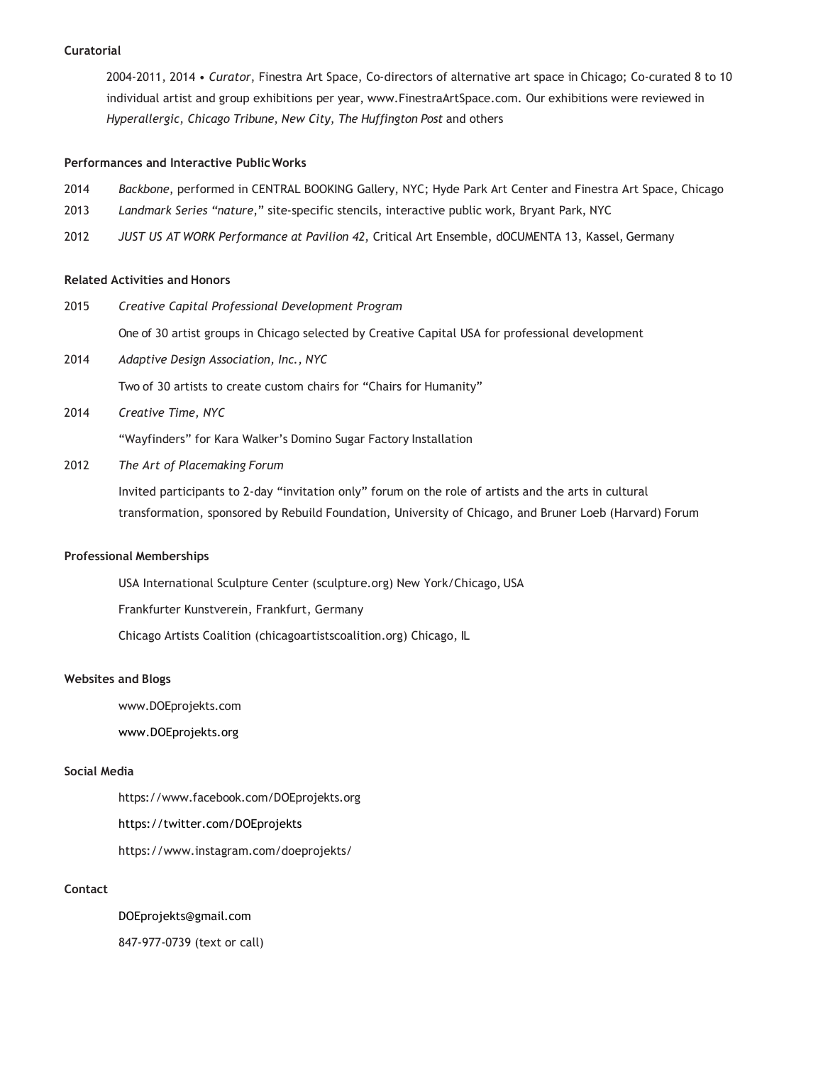**Curatorial**

2004-2011, 2014 • *Curator*, Finestra Art Space, Co-directors of alternative art space in Chicago; Co-curated 8 to 10 individual artist and group exhibitions per year, www.FinestraArtSpace.com. Our exhibitions were reviewed in *Hyperallergic*, *Chicago Tribune, New City*, *The Huffington Post* and others

**Performances and Interactive Public Works**

2014 *Backbone*, performed in CENTRAL BOOKING Gallery, NYC; Hyde Park Art Center and Finestra Art Space, Chicago

2013 *Landmark Series "nature*," site-specific stencils, interactive public work, Bryant Park, NYC

2012 *JUST US AT WORK Performance at Pavilion 42*, Critical Art Ensemble, dOCUMENTA 13, Kassel, Germany

**Related Activities and Honors**

2015 *Creative Capital Professional Development Program*

One of 30 artist groups in Chicago selected by Creative Capital USA for professional development

2014 *Adaptive Design Association, Inc., NYC*

Two of 30 artists to create custom chairs for "Chairs for Humanity"

2014 *Creative Time, NYC*

"Wayfinders" for Kara Walker's Domino Sugar Factory Installation

2012 *The Art of Placemaking Forum*

Invited participants to 2-day "invitation only" forum on the role of artists and the arts in cultural transformation, sponsored by Rebuild Foundation, University of Chicago, and Bruner Loeb (Harvard) Forum

**Professional Memberships**

USA International Sculpture Center (sculpture.org) New York/Chicago, USA

Frankfurter Kunstverein, Frankfurt, Germany

Chicago Artists Coalition (chicagoartistscoalition.org) Chicago, IL

**Websites and Blogs**

www.DOEprojekts.com

www.DOEprojekts.org

**Social Media**

https://www.facebook.com/DOEprojekts.org

https://twitter.com/DOEprojekts

https://www.instagram.com/doeprojekts/

**Contact**

DOEprojekts@gmail.com

847-977-0739 (text or call)